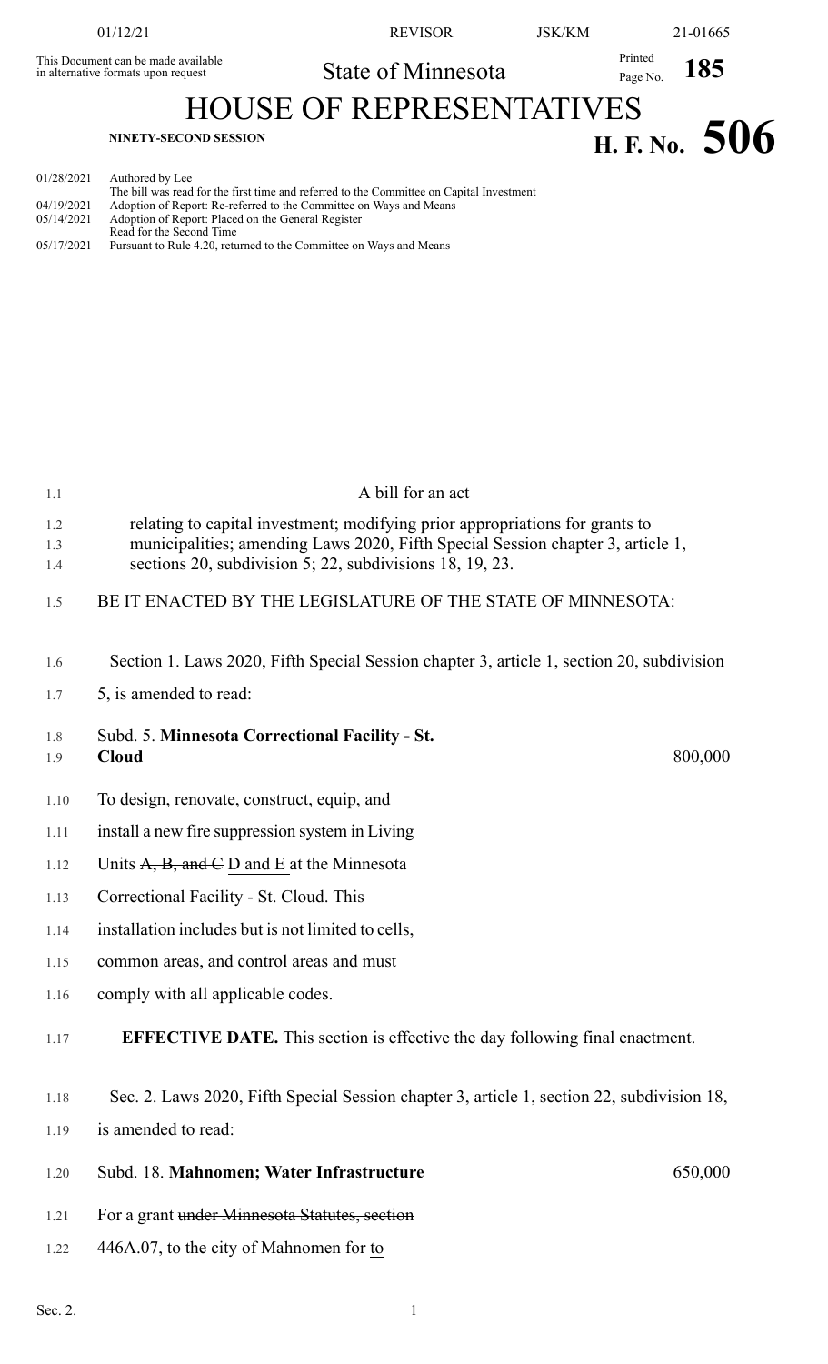This Document can be made available in alternative formats upon request

State of Minnesota

Printed Page No. 185

# HOUSE OF REPRESENTATIVES

NINETY-SECOND SESSION

# H. F. No. 506

01/28/2021 Authored by Lee
The bill was read for the first time and referred to the Committee on Capital Investment
04/19/2021 Adoption of Report: Re-referred to the Committee on Ways and Means
05/14/2021 Adoption of Report: Placed on the General Register
Read for the Second Time
05/17/2021 Pursuant to Rule 4.20, returned to the Committee on Ways and Means

A bill for an act

relating to capital investment; modifying prior appropriations for grants to municipalities; amending Laws 2020, Fifth Special Session chapter 3, article 1, sections 20, subdivision 5; 22, subdivisions 18, 19, 23.

BE IT ENACTED BY THE LEGISLATURE OF THE STATE OF MINNESOTA:

Section 1. Laws 2020, Fifth Special Session chapter 3, article 1, section 20, subdivision 5, is amended to read:

Subd. 5. **Minnesota Correctional Facility - St. Cloud** 800,000

To design, renovate, construct, equip, and install a new fire suppression system in Living Units ~~A, B, and C~~ D and E at the Minnesota Correctional Facility - St. Cloud. This installation includes but is not limited to cells, common areas, and control areas and must comply with all applicable codes.

**EFFECTIVE DATE.** This section is effective the day following final enactment.

Sec. 2. Laws 2020, Fifth Special Session chapter 3, article 1, section 22, subdivision 18, is amended to read:

Subd. 18. **Mahnomen; Water Infrastructure** 650,000

For a grant ~~under Minnesota Statutes, section 446A.07,~~ to the city of Mahnomen ~~for~~ to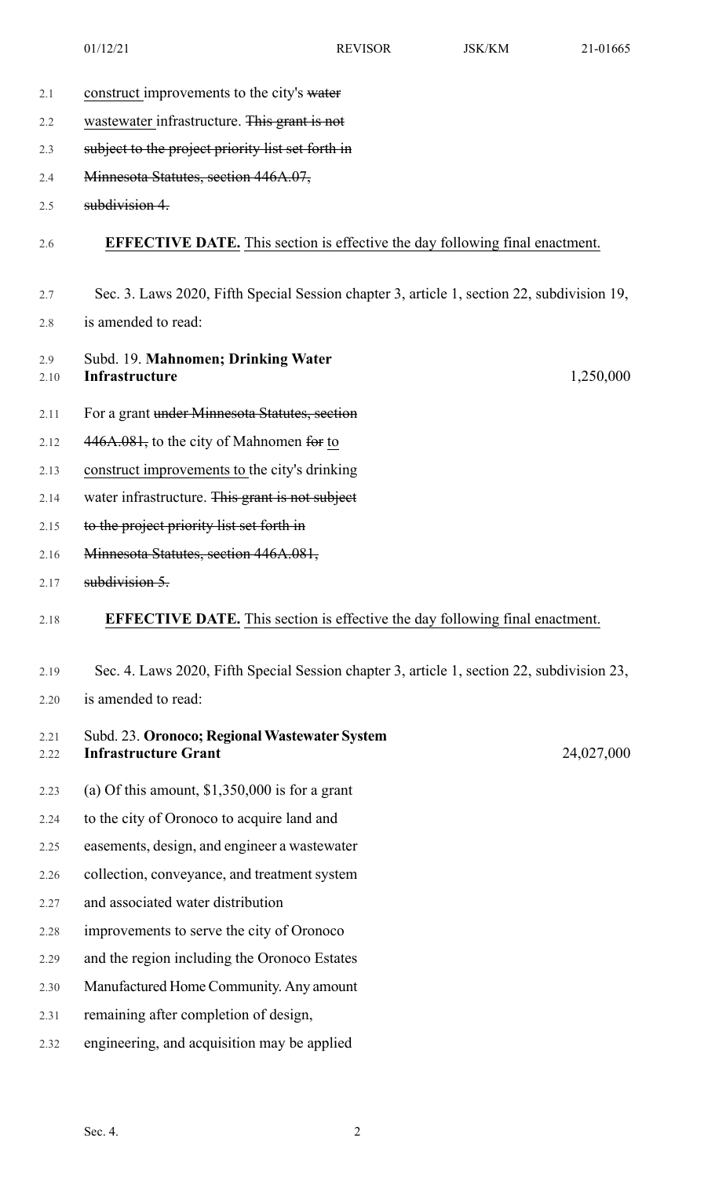construct improvements to the city's ~~water~~ wastewater infrastructure. ~~This grant is not subject to the project priority list set forth in Minnesota Statutes, section 446A.07, subdivision 4.~~

**EFFECTIVE DATE.** This section is effective the day following final enactment.

Sec. 3. Laws 2020, Fifth Special Session chapter 3, article 1, section 22, subdivision 19, is amended to read:

| Subd. 19. **Mahnomen; Drinking Water Infrastructure** | 1,250,000 |
| --- | --- |

For a grant ~~under Minnesota Statutes, section 446A.081,~~ to the city of Mahnomen ~~for~~ to construct improvements to the city's drinking water infrastructure. ~~This grant is not subject to the project priority list set forth in Minnesota Statutes, section 446A.081, subdivision 5.~~

**EFFECTIVE DATE.** This section is effective the day following final enactment.

Sec. 4. Laws 2020, Fifth Special Session chapter 3, article 1, section 22, subdivision 23, is amended to read:

| Subd. 23. **Oronoco; Regional Wastewater System Infrastructure Grant** | 24,027,000 |
| --- | --- |

(a) Of this amount, $1,350,000 is for a grant to the city of Oronoco to acquire land and easements, design, and engineer a wastewater collection, conveyance, and treatment system and associated water distribution improvements to serve the city of Oronoco and the region including the Oronoco Estates Manufactured Home Community. Any amount remaining after completion of design, engineering, and acquisition may be applied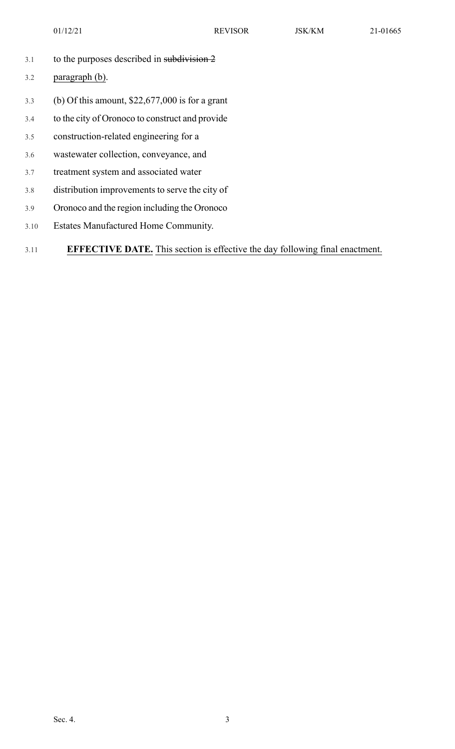to the purposes described in ~~subdivision 2~~ paragraph (b).

(b) Of this amount, $22,677,000 is for a grant to the city of Oronoco to construct and provide construction-related engineering for a wastewater collection, conveyance, and treatment system and associated water distribution improvements to serve the city of Oronoco and the region including the Oronoco Estates Manufactured Home Community.

**EFFECTIVE DATE.** This section is effective the day following final enactment.